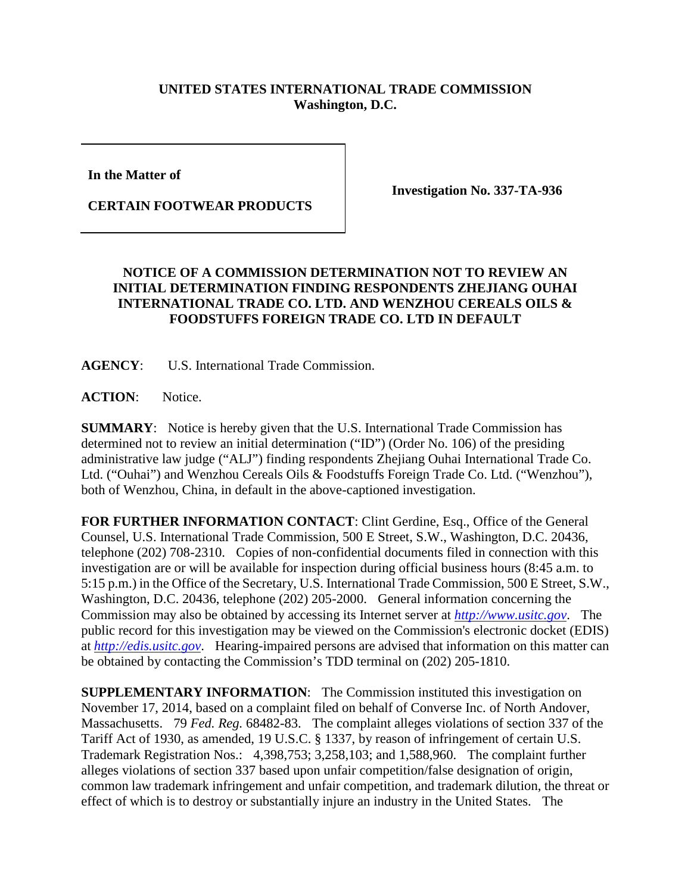**UNITED STATES INTERNATIONAL TRADE COMMISSION**
**Washington, D.C.**

| | |
|---|---|
| **In the Matter of**<br><br>**CERTAIN FOOTWEAR PRODUCTS** | **Investigation No. 337-TA-936** |

**NOTICE OF A COMMISSION DETERMINATION NOT TO REVIEW AN INITIAL DETERMINATION FINDING RESPONDENTS ZHEJIANG OUHAI INTERNATIONAL TRADE CO. LTD. AND WENZHOU CEREALS OILS & FOODSTUFFS FOREIGN TRADE CO. LTD IN DEFAULT**

**AGENCY**: U.S. International Trade Commission.

**ACTION**: Notice.

**SUMMARY**: Notice is hereby given that the U.S. International Trade Commission has determined not to review an initial determination ("ID") (Order No. 106) of the presiding administrative law judge ("ALJ") finding respondents Zhejiang Ouhai International Trade Co. Ltd. ("Ouhai") and Wenzhou Cereals Oils & Foodstuffs Foreign Trade Co. Ltd. ("Wenzhou"), both of Wenzhou, China, in default in the above-captioned investigation.

**FOR FURTHER INFORMATION CONTACT**: Clint Gerdine, Esq., Office of the General Counsel, U.S. International Trade Commission, 500 E Street, S.W., Washington, D.C. 20436, telephone (202) 708-2310. Copies of non-confidential documents filed in connection with this investigation are or will be available for inspection during official business hours (8:45 a.m. to 5:15 p.m.) in the Office of the Secretary, U.S. International Trade Commission, 500 E Street, S.W., Washington, D.C. 20436, telephone (202) 205-2000. General information concerning the Commission may also be obtained by accessing its Internet server at *http://www.usitc.gov*. The public record for this investigation may be viewed on the Commission's electronic docket (EDIS) at *http://edis.usitc.gov*. Hearing-impaired persons are advised that information on this matter can be obtained by contacting the Commission's TDD terminal on (202) 205-1810.

**SUPPLEMENTARY INFORMATION**: The Commission instituted this investigation on November 17, 2014, based on a complaint filed on behalf of Converse Inc. of North Andover, Massachusetts. 79 *Fed. Reg.* 68482-83. The complaint alleges violations of section 337 of the Tariff Act of 1930, as amended, 19 U.S.C. § 1337, by reason of infringement of certain U.S. Trademark Registration Nos.: 4,398,753; 3,258,103; and 1,588,960. The complaint further alleges violations of section 337 based upon unfair competition/false designation of origin, common law trademark infringement and unfair competition, and trademark dilution, the threat or effect of which is to destroy or substantially injure an industry in the United States. The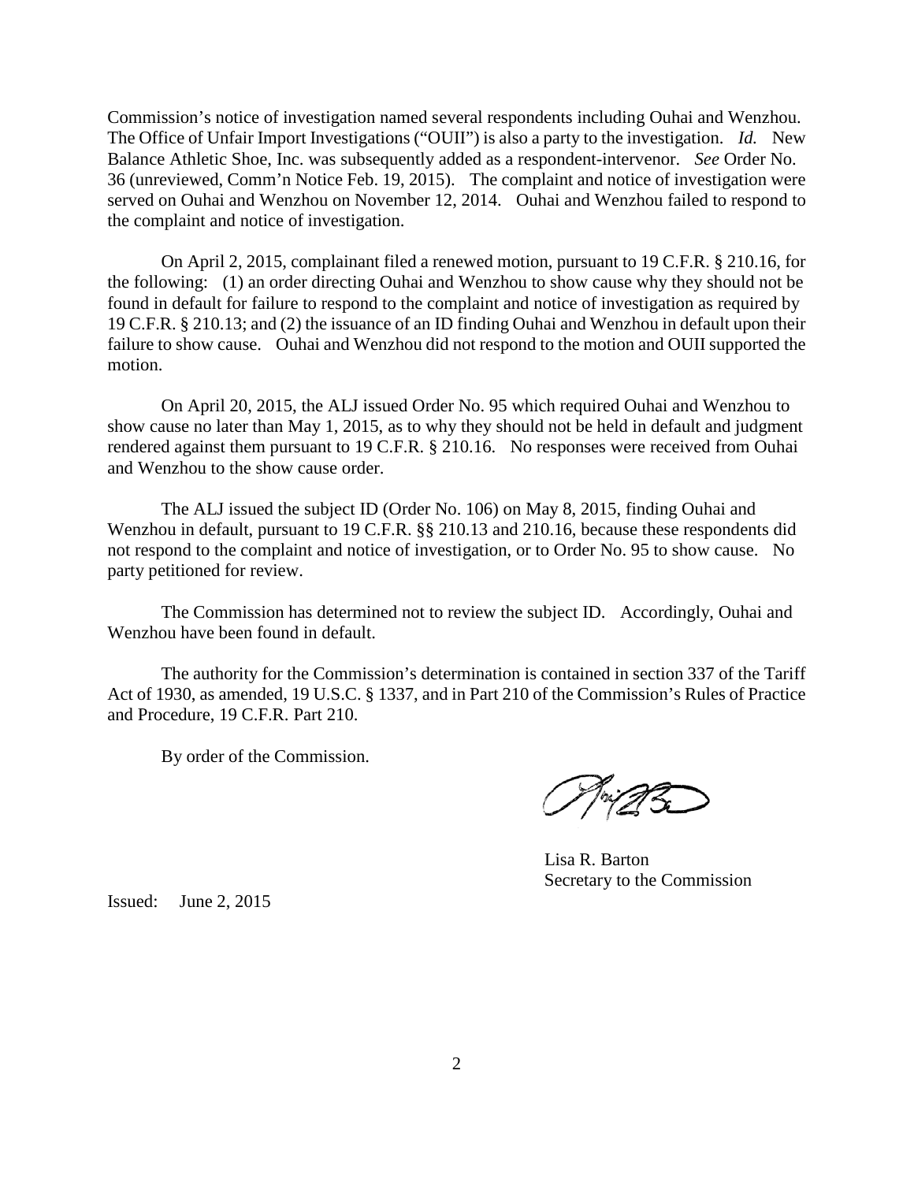Commission's notice of investigation named several respondents including Ouhai and Wenzhou. The Office of Unfair Import Investigations ("OUII") is also a party to the investigation. *Id.* New Balance Athletic Shoe, Inc. was subsequently added as a respondent-intervenor. *See* Order No. 36 (unreviewed, Comm'n Notice Feb. 19, 2015). The complaint and notice of investigation were served on Ouhai and Wenzhou on November 12, 2014. Ouhai and Wenzhou failed to respond to the complaint and notice of investigation.

On April 2, 2015, complainant filed a renewed motion, pursuant to 19 C.F.R. § 210.16, for the following: (1) an order directing Ouhai and Wenzhou to show cause why they should not be found in default for failure to respond to the complaint and notice of investigation as required by 19 C.F.R. § 210.13; and (2) the issuance of an ID finding Ouhai and Wenzhou in default upon their failure to show cause. Ouhai and Wenzhou did not respond to the motion and OUII supported the motion.

On April 20, 2015, the ALJ issued Order No. 95 which required Ouhai and Wenzhou to show cause no later than May 1, 2015, as to why they should not be held in default and judgment rendered against them pursuant to 19 C.F.R. § 210.16. No responses were received from Ouhai and Wenzhou to the show cause order.

The ALJ issued the subject ID (Order No. 106) on May 8, 2015, finding Ouhai and Wenzhou in default, pursuant to 19 C.F.R. §§ 210.13 and 210.16, because these respondents did not respond to the complaint and notice of investigation, or to Order No. 95 to show cause. No party petitioned for review.

The Commission has determined not to review the subject ID. Accordingly, Ouhai and Wenzhou have been found in default.

The authority for the Commission's determination is contained in section 337 of the Tariff Act of 1930, as amended, 19 U.S.C. § 1337, and in Part 210 of the Commission's Rules of Practice and Procedure, 19 C.F.R. Part 210.

By order of the Commission.

Lisa R. Barton
Secretary to the Commission

Issued: June 2, 2015